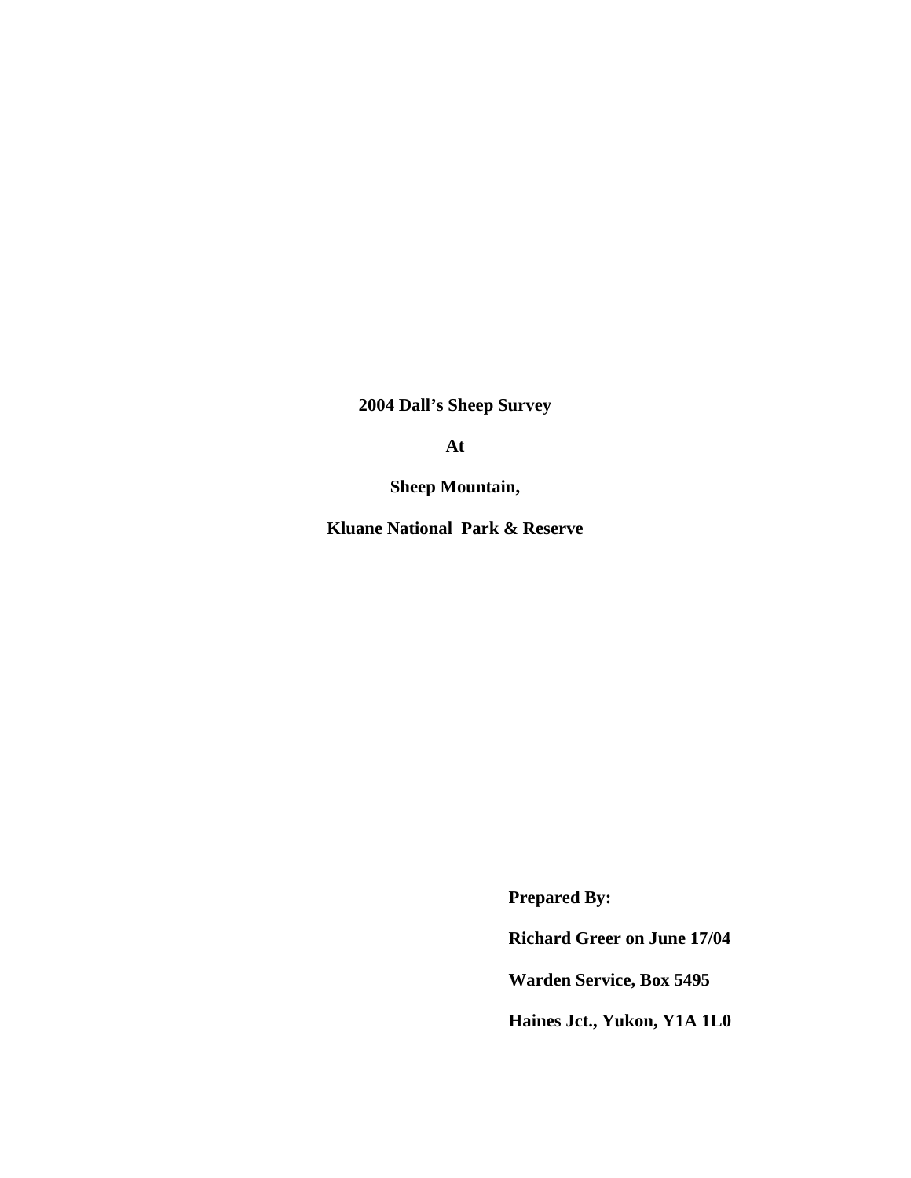# 2004 Dall's Sheep Survey

# At

# Sheep Mountain,

# Kluane National Park & Reserve

**Prepared By:**

**Richard Greer on June 17/04**

**Warden Service, Box 5495**

**Haines Jct., Yukon, Y1A 1L0**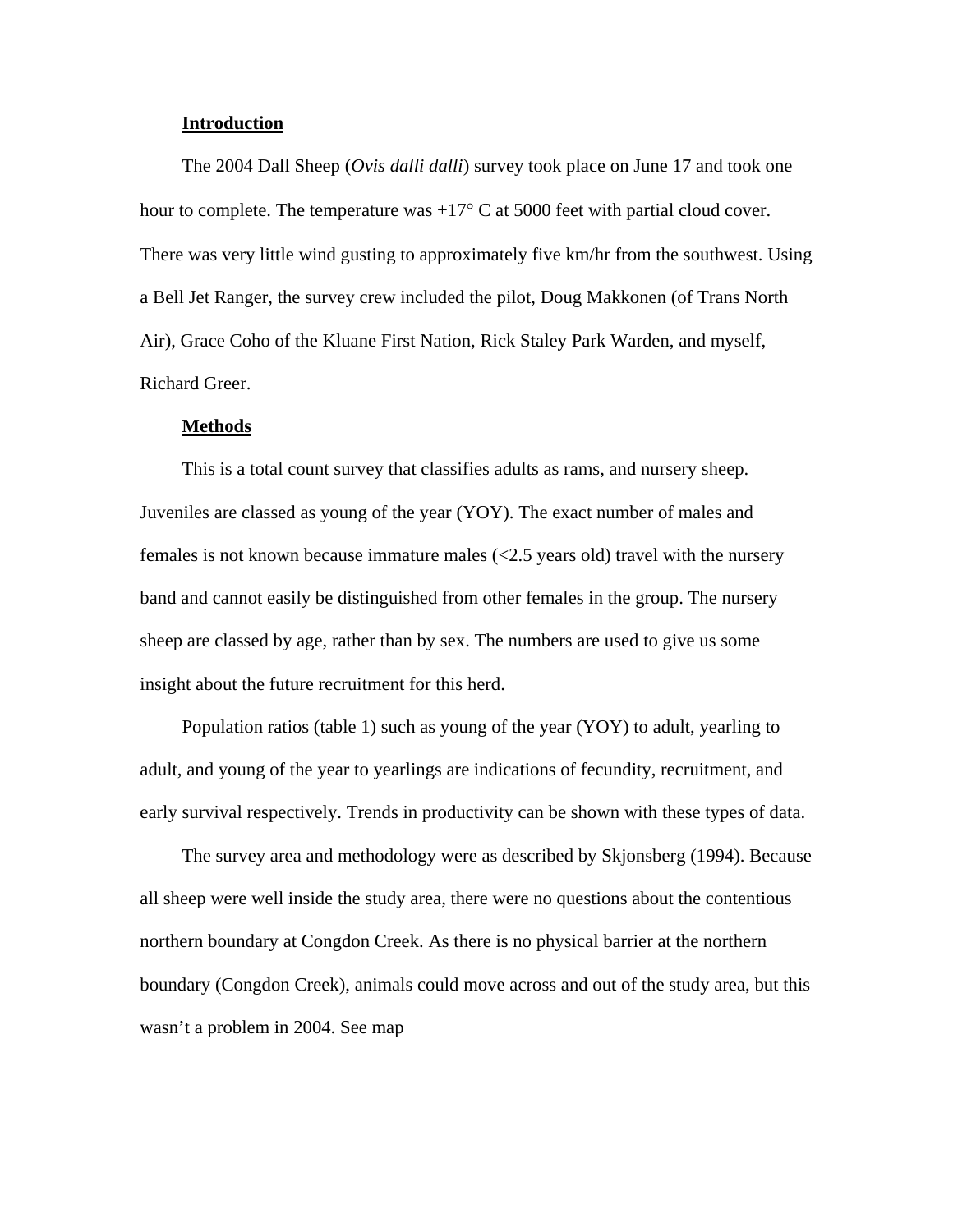## Introduction

The 2004 Dall Sheep (*Ovis dalli dalli*) survey took place on June 17 and took one hour to complete. The temperature was +17° C at 5000 feet with partial cloud cover. There was very little wind gusting to approximately five km/hr from the southwest. Using a Bell Jet Ranger, the survey crew included the pilot, Doug Makkonen (of Trans North Air), Grace Coho of the Kluane First Nation, Rick Staley Park Warden, and myself, Richard Greer.

## Methods

This is a total count survey that classifies adults as rams, and nursery sheep. Juveniles are classed as young of the year (YOY). The exact number of males and females is not known because immature males (<2.5 years old) travel with the nursery band and cannot easily be distinguished from other females in the group. The nursery sheep are classed by age, rather than by sex. The numbers are used to give us some insight about the future recruitment for this herd.

Population ratios (table 1) such as young of the year (YOY) to adult, yearling to adult, and young of the year to yearlings are indications of fecundity, recruitment, and early survival respectively. Trends in productivity can be shown with these types of data.

The survey area and methodology were as described by Skjonsberg (1994). Because all sheep were well inside the study area, there were no questions about the contentious northern boundary at Congdon Creek. As there is no physical barrier at the northern boundary (Congdon Creek), animals could move across and out of the study area, but this wasn't a problem in 2004. See map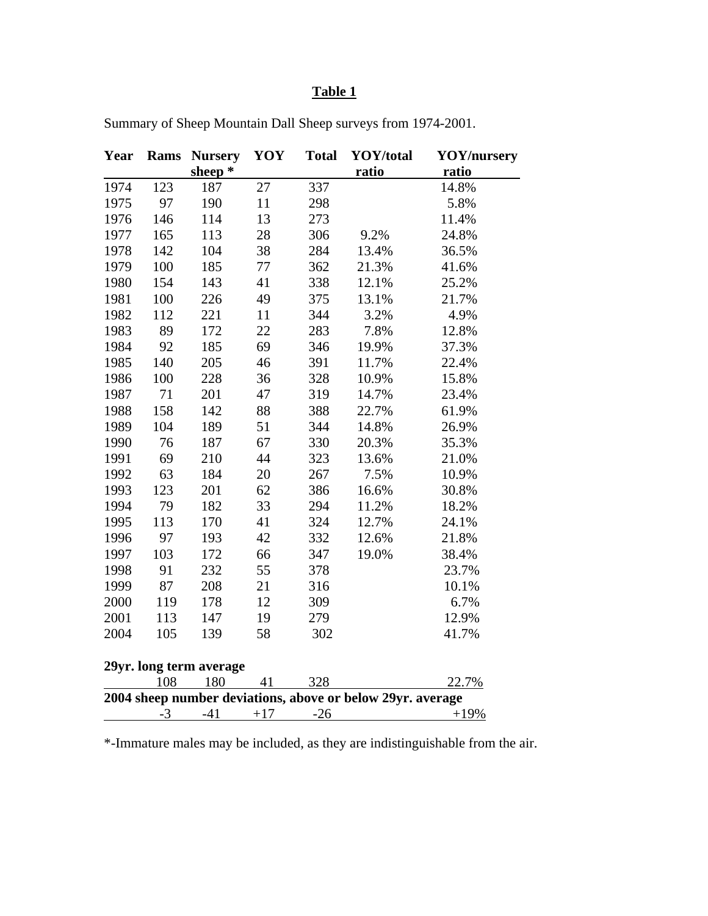**Table 1**

Summary of Sheep Mountain Dall Sheep surveys from 1974-2001.

| Year | Rams | Nursery sheep * | YOY | Total | YOY/total ratio | YOY/nursery ratio |
|---|---|---|---|---|---|---|
| 1974 | 123 | 187 | 27 | 337 | | 14.8% |
| 1975 | 97 | 190 | 11 | 298 | | 5.8% |
| 1976 | 146 | 114 | 13 | 273 | | 11.4% |
| 1977 | 165 | 113 | 28 | 306 | 9.2% | 24.8% |
| 1978 | 142 | 104 | 38 | 284 | 13.4% | 36.5% |
| 1979 | 100 | 185 | 77 | 362 | 21.3% | 41.6% |
| 1980 | 154 | 143 | 41 | 338 | 12.1% | 25.2% |
| 1981 | 100 | 226 | 49 | 375 | 13.1% | 21.7% |
| 1982 | 112 | 221 | 11 | 344 | 3.2% | 4.9% |
| 1983 | 89 | 172 | 22 | 283 | 7.8% | 12.8% |
| 1984 | 92 | 185 | 69 | 346 | 19.9% | 37.3% |
| 1985 | 140 | 205 | 46 | 391 | 11.7% | 22.4% |
| 1986 | 100 | 228 | 36 | 328 | 10.9% | 15.8% |
| 1987 | 71 | 201 | 47 | 319 | 14.7% | 23.4% |
| 1988 | 158 | 142 | 88 | 388 | 22.7% | 61.9% |
| 1989 | 104 | 189 | 51 | 344 | 14.8% | 26.9% |
| 1990 | 76 | 187 | 67 | 330 | 20.3% | 35.3% |
| 1991 | 69 | 210 | 44 | 323 | 13.6% | 21.0% |
| 1992 | 63 | 184 | 20 | 267 | 7.5% | 10.9% |
| 1993 | 123 | 201 | 62 | 386 | 16.6% | 30.8% |
| 1994 | 79 | 182 | 33 | 294 | 11.2% | 18.2% |
| 1995 | 113 | 170 | 41 | 324 | 12.7% | 24.1% |
| 1996 | 97 | 193 | 42 | 332 | 12.6% | 21.8% |
| 1997 | 103 | 172 | 66 | 347 | 19.0% | 38.4% |
| 1998 | 91 | 232 | 55 | 378 | | 23.7% |
| 1999 | 87 | 208 | 21 | 316 | | 10.1% |
| 2000 | 119 | 178 | 12 | 309 | | 6.7% |
| 2001 | 113 | 147 | 19 | 279 | | 12.9% |
| 2004 | 105 | 139 | 58 | 302 | | 41.7% |
| **29yr. long term average** | | | | | | |
| | 108 | 180 | 41 | 328 | | 22.7% |
| **2004 sheep number deviations, above or below 29yr. average** | | | | | | |
| | -3 | -41 | +17 | -26 | | +19% |

*-Immature males may be included, as they are indistinguishable from the air.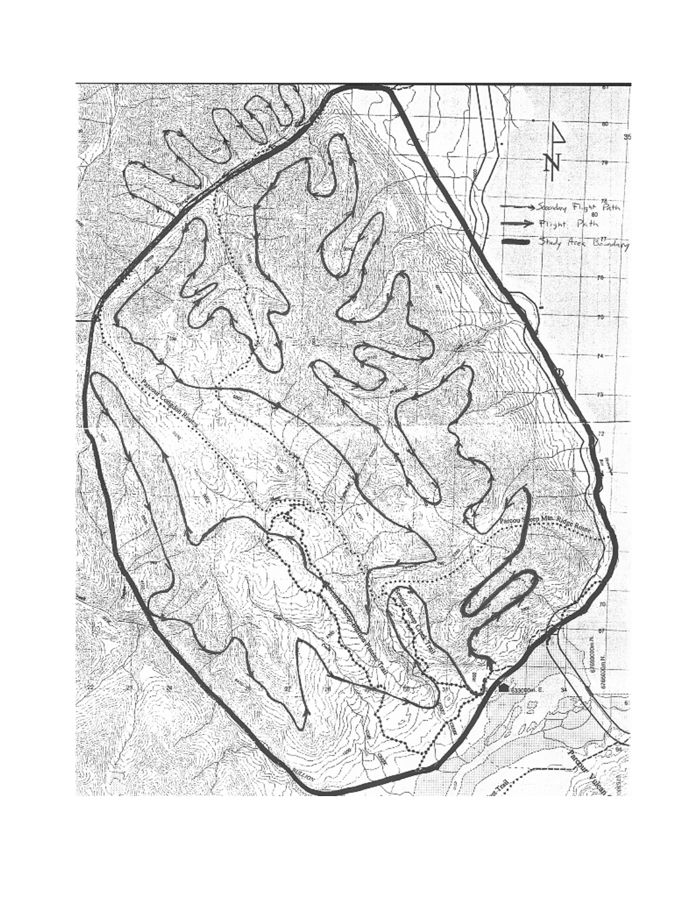Secondary Flight Path

Flight Path

Study Area Boundary

Parcou Corridor Route

Parcou Sheep Mtn. Ridge Route

Sheep Creek Trail

Parcour Vulcan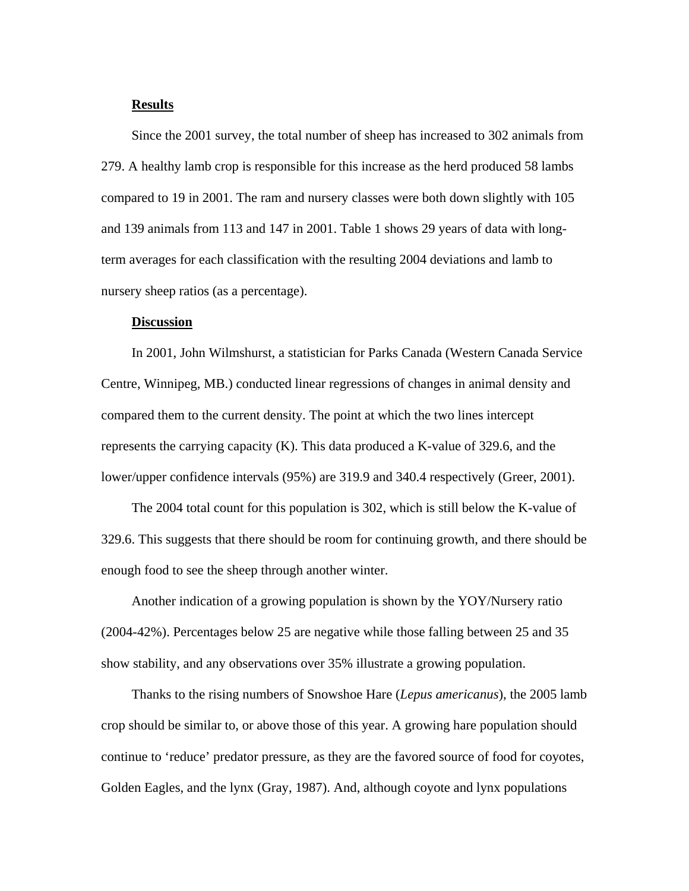## Results

Since the 2001 survey, the total number of sheep has increased to 302 animals from 279. A healthy lamb crop is responsible for this increase as the herd produced 58 lambs compared to 19 in 2001. The ram and nursery classes were both down slightly with 105 and 139 animals from 113 and 147 in 2001. Table 1 shows 29 years of data with long-term averages for each classification with the resulting 2004 deviations and lamb to nursery sheep ratios (as a percentage).

## Discussion

In 2001, John Wilmshurst, a statistician for Parks Canada (Western Canada Service Centre, Winnipeg, MB.) conducted linear regressions of changes in animal density and compared them to the current density. The point at which the two lines intercept represents the carrying capacity (K). This data produced a K-value of 329.6, and the lower/upper confidence intervals (95%) are 319.9 and 340.4 respectively (Greer, 2001).

The 2004 total count for this population is 302, which is still below the K-value of 329.6. This suggests that there should be room for continuing growth, and there should be enough food to see the sheep through another winter.

Another indication of a growing population is shown by the YOY/Nursery ratio (2004-42%). Percentages below 25 are negative while those falling between 25 and 35 show stability, and any observations over 35% illustrate a growing population.

Thanks to the rising numbers of Snowshoe Hare (*Lepus americanus*), the 2005 lamb crop should be similar to, or above those of this year. A growing hare population should continue to 'reduce' predator pressure, as they are the favored source of food for coyotes, Golden Eagles, and the lynx (Gray, 1987). And, although coyote and lynx populations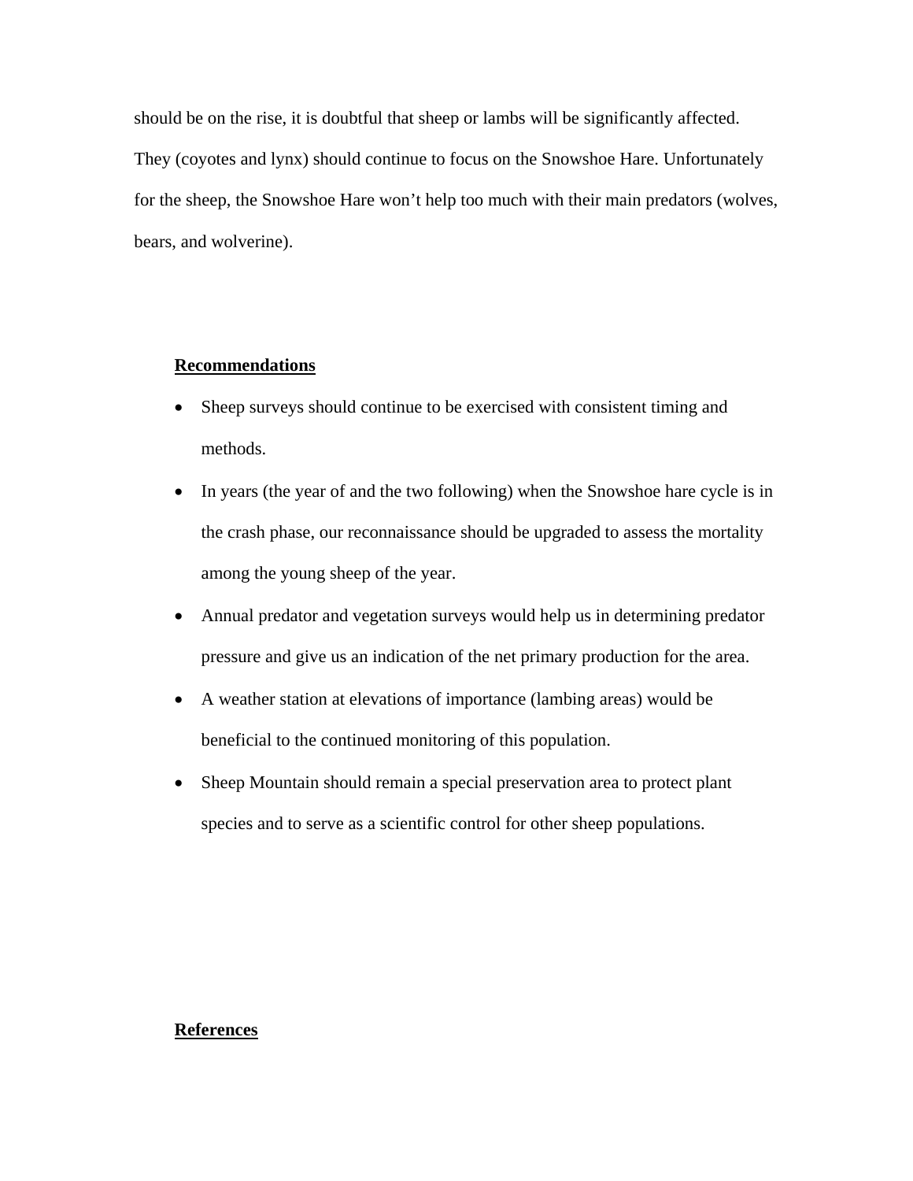should be on the rise, it is doubtful that sheep or lambs will be significantly affected. They (coyotes and lynx) should continue to focus on the Snowshoe Hare. Unfortunately for the sheep, the Snowshoe Hare won't help too much with their main predators (wolves, bears, and wolverine).

## **Recommendations**

- Sheep surveys should continue to be exercised with consistent timing and methods.
- In years (the year of and the two following) when the Snowshoe hare cycle is in the crash phase, our reconnaissance should be upgraded to assess the mortality among the young sheep of the year.
- Annual predator and vegetation surveys would help us in determining predator pressure and give us an indication of the net primary production for the area.
- A weather station at elevations of importance (lambing areas) would be beneficial to the continued monitoring of this population.
- Sheep Mountain should remain a special preservation area to protect plant species and to serve as a scientific control for other sheep populations.

## **References**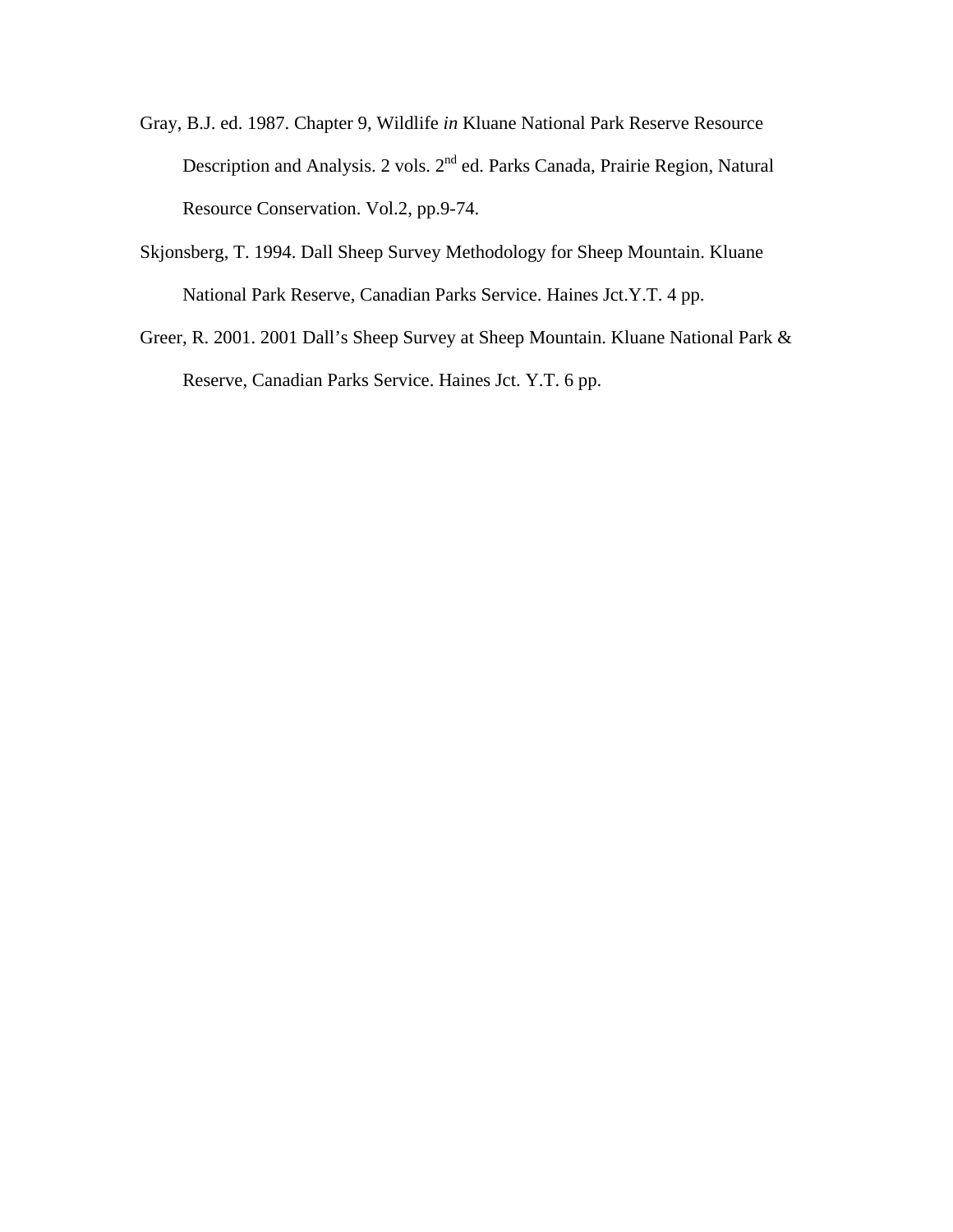Gray, B.J. ed. 1987. Chapter 9, Wildlife *in* Kluane National Park Reserve Resource Description and Analysis. 2 vols. 2nd ed. Parks Canada, Prairie Region, Natural Resource Conservation. Vol.2, pp.9-74.

Skjonsberg, T. 1994. Dall Sheep Survey Methodology for Sheep Mountain. Kluane National Park Reserve, Canadian Parks Service. Haines Jct.Y.T. 4 pp.

Greer, R. 2001. 2001 Dall's Sheep Survey at Sheep Mountain. Kluane National Park & Reserve, Canadian Parks Service. Haines Jct. Y.T. 6 pp.